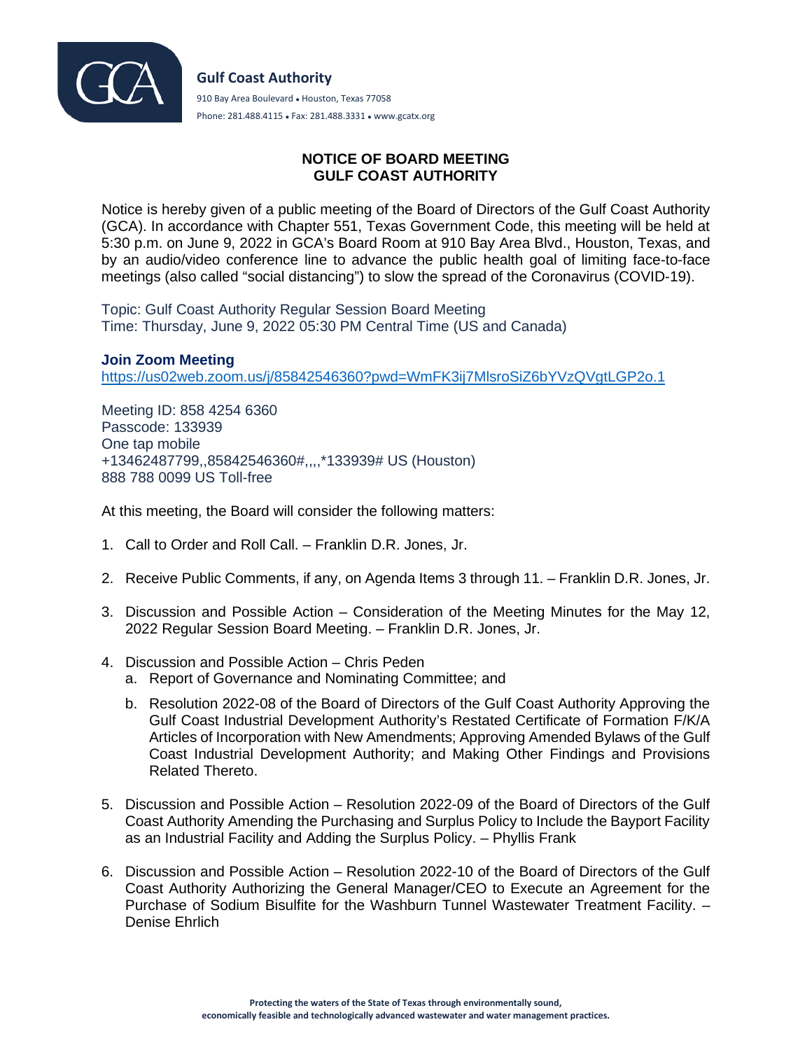**Gulf Coast Authority**

910 Bay Area Boulevard • Houston, Texas 77058

Phone: 281.488.4115 • Fax: 281.488.3331 • www.gcatx.org

# NOTICE OF BOARD MEETING
# GULF COAST AUTHORITY

Notice is hereby given of a public meeting of the Board of Directors of the Gulf Coast Authority (GCA). In accordance with Chapter 551, Texas Government Code, this meeting will be held at 5:30 p.m. on June 9, 2022 in GCA's Board Room at 910 Bay Area Blvd., Houston, Texas, and by an audio/video conference line to advance the public health goal of limiting face-to-face meetings (also called "social distancing") to slow the spread of the Coronavirus (COVID-19).

Topic: Gulf Coast Authority Regular Session Board Meeting
Time: Thursday, June 9, 2022 05:30 PM Central Time (US and Canada)

**Join Zoom Meeting**
https://us02web.zoom.us/j/85842546360?pwd=WmFK3ij7MlsroSiZ6bYVzQVgtLGP2o.1

Meeting ID: 858 4254 6360
Passcode: 133939
One tap mobile
+13462487799,,85842546360#,,,,*133939# US (Houston)
888 788 0099 US Toll-free

At this meeting, the Board will consider the following matters:

1. Call to Order and Roll Call. – Franklin D.R. Jones, Jr.

2. Receive Public Comments, if any, on Agenda Items 3 through 11. – Franklin D.R. Jones, Jr.

3. Discussion and Possible Action – Consideration of the Meeting Minutes for the May 12, 2022 Regular Session Board Meeting. – Franklin D.R. Jones, Jr.

4. Discussion and Possible Action – Chris Peden
   a. Report of Governance and Nominating Committee; and
   b. Resolution 2022-08 of the Board of Directors of the Gulf Coast Authority Approving the Gulf Coast Industrial Development Authority's Restated Certificate of Formation F/K/A Articles of Incorporation with New Amendments; Approving Amended Bylaws of the Gulf Coast Industrial Development Authority; and Making Other Findings and Provisions Related Thereto.

5. Discussion and Possible Action – Resolution 2022-09 of the Board of Directors of the Gulf Coast Authority Amending the Purchasing and Surplus Policy to Include the Bayport Facility as an Industrial Facility and Adding the Surplus Policy. – Phyllis Frank

6. Discussion and Possible Action – Resolution 2022-10 of the Board of Directors of the Gulf Coast Authority Authorizing the General Manager/CEO to Execute an Agreement for the Purchase of Sodium Bisulfite for the Washburn Tunnel Wastewater Treatment Facility. – Denise Ehrlich

Protecting the waters of the State of Texas through environmentally sound, economically feasible and technologically advanced wastewater and water management practices.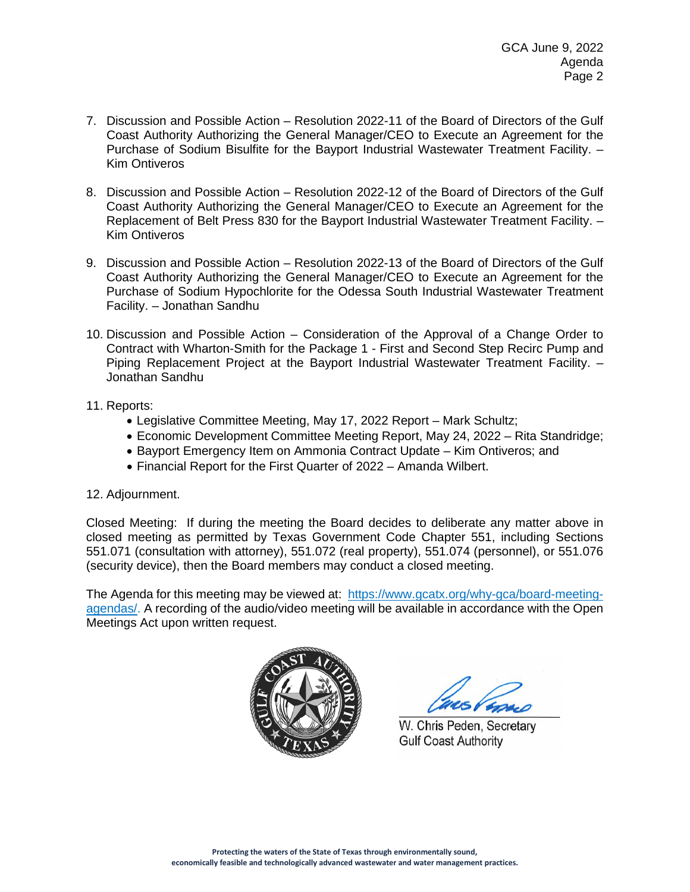7. Discussion and Possible Action – Resolution 2022-11 of the Board of Directors of the Gulf Coast Authority Authorizing the General Manager/CEO to Execute an Agreement for the Purchase of Sodium Bisulfite for the Bayport Industrial Wastewater Treatment Facility. – Kim Ontiveros

8. Discussion and Possible Action – Resolution 2022-12 of the Board of Directors of the Gulf Coast Authority Authorizing the General Manager/CEO to Execute an Agreement for the Replacement of Belt Press 830 for the Bayport Industrial Wastewater Treatment Facility. – Kim Ontiveros

9. Discussion and Possible Action – Resolution 2022-13 of the Board of Directors of the Gulf Coast Authority Authorizing the General Manager/CEO to Execute an Agreement for the Purchase of Sodium Hypochlorite for the Odessa South Industrial Wastewater Treatment Facility. – Jonathan Sandhu

10. Discussion and Possible Action – Consideration of the Approval of a Change Order to Contract with Wharton-Smith for the Package 1 - First and Second Step Recirc Pump and Piping Replacement Project at the Bayport Industrial Wastewater Treatment Facility. – Jonathan Sandhu

11. Reports:
    - Legislative Committee Meeting, May 17, 2022 Report – Mark Schultz;
    - Economic Development Committee Meeting Report, May 24, 2022 – Rita Standridge;
    - Bayport Emergency Item on Ammonia Contract Update – Kim Ontiveros; and
    - Financial Report for the First Quarter of 2022 – Amanda Wilbert.

12. Adjournment.

Closed Meeting: If during the meeting the Board decides to deliberate any matter above in closed meeting as permitted by Texas Government Code Chapter 551, including Sections 551.071 (consultation with attorney), 551.072 (real property), 551.074 (personnel), or 551.076 (security device), then the Board members may conduct a closed meeting.

The Agenda for this meeting may be viewed at: https://www.gcatx.org/why-gca/board-meeting-agendas/. A recording of the audio/video meeting will be available in accordance with the Open Meetings Act upon written request.

W. Chris Peden, Secretary
Gulf Coast Authority

**Protecting the waters of the State of Texas through environmentally sound, economically feasible and technologically advanced wastewater and water management practices.**